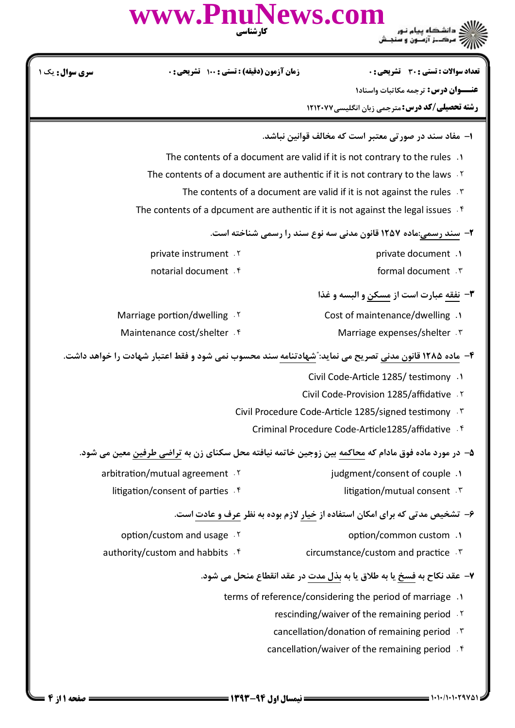**سری سوال:** یک ۱

**زمان آزمون (دقیقه) :** تستی : ۱۰۰ تشریحی : ۰

**تعداد سوالات :** تستی : ۳۰ تشریحی : ۰

**عنـــوان درس:** ترجمه مکاتبات واسناد۱

**رشته تحصیلی/کد درس:** مترجمی زبان انگلیسی۱۲۱۲۰۷۷

۱– مفاد سند در صورتی معتبر است که مخالف قوانین نباشد.

۱. The contents of a document are valid if it is not contrary to the rules

۲. The contents of a document are authentic if it is not contrary to the laws

۳. The contents of a document are valid if it is not against the rules

۴. The contents of a dpcument are authentic if it is not against the legal issues

۲– سند رسمی:ماده ۱۲۵۷ قانون مدنی سه نوع سند را رسمی شناخته است.

۱. private document

۲. private instrument

۳. formal document

۴. notarial document

۳– نفقه عبارت است از مسکن و البسه و غذا

۱. Cost of maintenance/dwelling

۲. Marriage portion/dwelling

۳. Marriage expenses/shelter

۴. Maintenance cost/shelter

۴– ماده ۱۲۸۵ قانون مدنی تصریح می نماید:"شهادتنامه سند محسوب نمی شود و فقط اعتبار شهادت را خواهد داشت.

۱. Civil Code-Article 1285/ testimony

۲. Civil Code-Provision 1285/affidative

۳. Civil Procedure Code-Article 1285/signed testimony

۴. Criminal Procedure Code-Article1285/affidative

۵– در مورد ماده فوق مادام که محاکمه بین زوجین خاتمه نیافته محل سکنای زن به تراضی طرفین معین می شود.

۱. judgment/consent of couple

۲. arbitration/mutual agreement

۳. litigation/mutual consent

۴. litigation/consent of parties

۶– تشخیص مدتی که برای امکان استفاده از خیار لازم بوده به نظر عرف و عادت است.

۱. option/common custom

۲. option/custom and usage

۳. circumstance/custom and practice

۴. authority/custom and habbits

۷– عقد نکاح به فسخ یا به طلاق یا به بذل مدت در عقد انقطاع منحل می شود.

۱. terms of reference/considering the period of marriage

۲. rescinding/waiver of the remaining period

۳. cancellation/donation of remaining period

۴. cancellation/waiver of the remaining period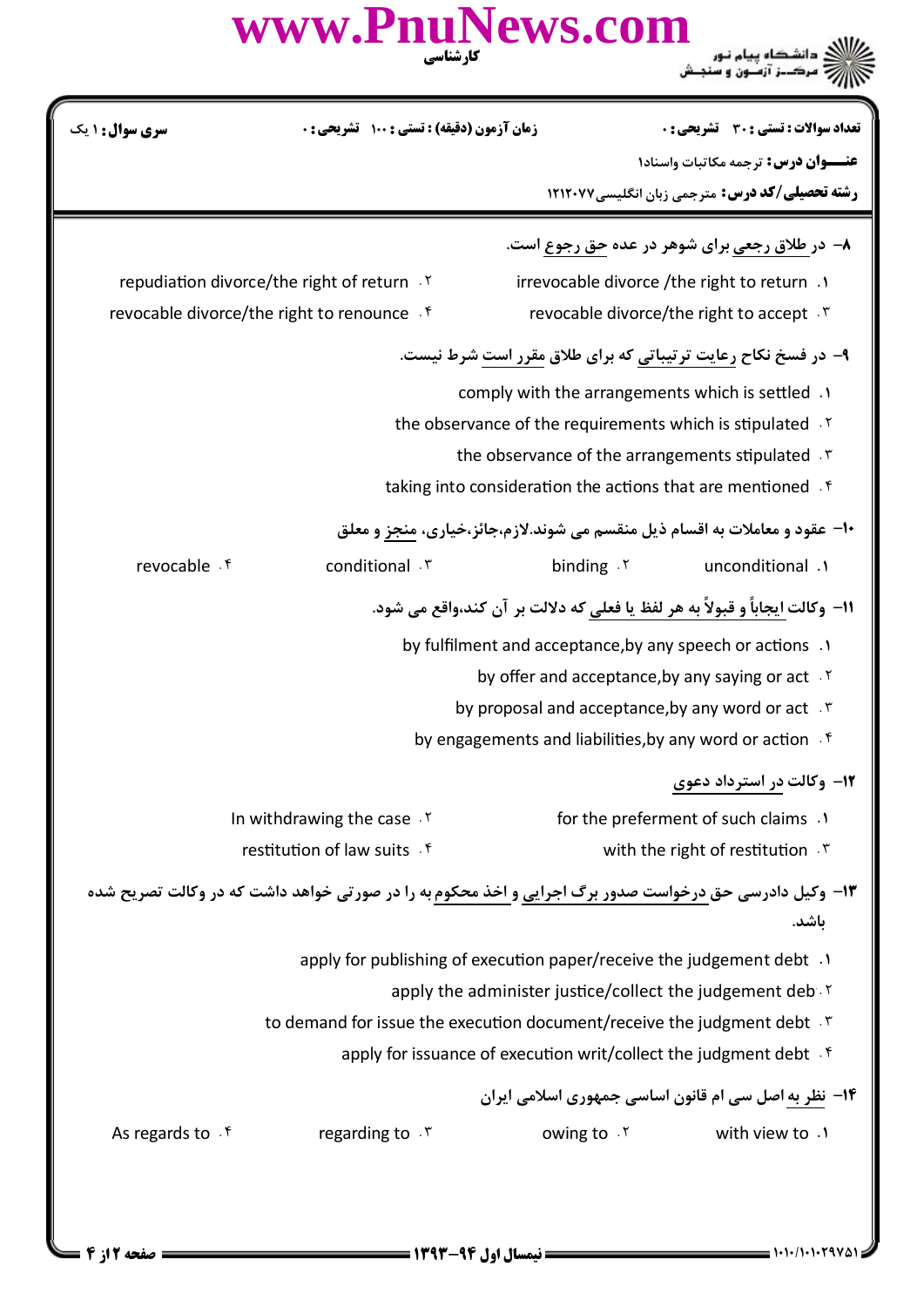سری سوال: ۱ یک | زمان آزمون (دقیقه) : تستی : ۱۰۰ تشریحی : ۰ | تعداد سوالات : تستی : ۳۰ تشریحی : ۰

**عنـــوان درس:** ترجمه مکاتبات واسناد۱

**رشته تحصیلی/کد درس:** مترجمی زبان انگلیسی۱۲۱۲۰۷۷

۸- در طلاق رجعي برای شوهر در عده حق رجوع است.

۱. irrevocable divorce /the right to return
۲. repudiation divorce/the right of return
۳. revocable divorce/the right to accept
۴. revocable divorce/the right to renounce

۹- در فسخ نکاح رعایت ترتیباتی که برای طلاق مقرر است شرط نیست.

۱. comply with the arrangements which is settled
۲. the observance of the requirements which is stipulated
۳. the observance of the arrangements stipulated
۴. taking into consideration the actions that are mentioned

۱۰- عقود و معاملات به اقسام ذیل منقسم می شوند.لازم،جائز،خیاری، منجز و معلق

۱. unconditional
۲. binding
۳. conditional
۴. revocable

۱۱- وکالت ایجاباً و قبولاً به هر لفظ یا فعلي که دلالت بر آن کند،واقع می شود.

۱. by fulfilment and acceptance,by any speech or actions
۲. by offer and acceptance,by any saying or act
۳. by proposal and acceptance,by any word or act
۴. by engagements and liabilities,by any word or action

۱۲- وکالت در استرداد دعوی

۱. for the preferment of such claims
۲. In withdrawing the case
۳. with the right of restitution
۴. restitution of law suits

۱۳- وکیل دادرسی حق درخواست صدور برگ اجرایی و اخذ محکوم به را در صورتی خواهد داشت که در وکالت تصریح شده باشد.

۱. apply for publishing of execution paper/receive the judgement debt
۲. apply the administer justice/collect the judgement deb
۳. to demand for issue the execution document/receive the judgment debt
۴. apply for issuance of execution writ/collect the judgment debt

۱۴- نظر به اصل سی ام قانون اساسی جمهوری اسلامی ایران

۱. with view to
۲. owing to
۳. regarding to
۴. As regards to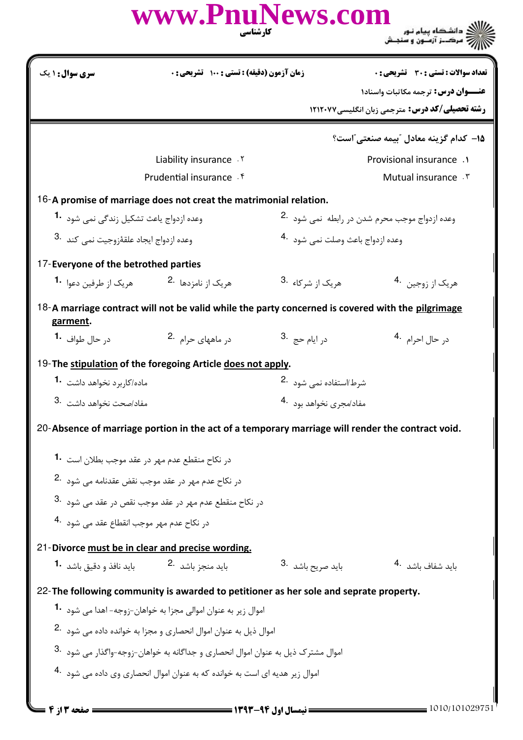سری سوال: ۱ یک | زمان آزمون (دقیقه) : تستی : ۱۰۰ تشریحی : ۰ | تعداد سوالات : تستی : ۳۰ تشریحی : ۰

**عنـــوان درس:** ترجمه مکاتبات واسناد۱

**رشته تحصیلی/کد درس:** مترجمی زبان انگلیسی۱۲۱۲۰۷۷

---

۱۵- کدام گزینه معادل "بیمه صنعتی"است؟

۱. Provisional insurance

۲. Liability insurance

۳. Mutual insurance

۴. Prudential insurance

16- **A promise of marriage does not creat the matrimonial relation.**

1. وعده ازدواج باعث تشکیل زندگی نمی شود

2. وعده ازدواج موجب محرم شدن در رابطه نمی شود

3. وعده ازدواج ایجاد علقهٔزوجیت نمی کند

4. وعده ازدواج باعث وصلت نمی شود

17- **Everyone of the betrothed parties**

1. هریک از طرفین دعوا

2. هریک از نامزدها

3. هریک از شرکاء

4. هریک از زوجین

18- **A marriage contract will not be valid while the party concerned is covered with the pilgrimage garment.**

1. در حال طواف

2. در ماههای حرام

3. در ایام حج

4. در حال احرام

19- **The stipulation of the foregoing Article does not apply.**

1. ماده/کاربرد نخواهد داشت

2. شرط/استفاده نمی شود

3. مفاد/صحت نخواهد داشت

4. مفاد/مجری نخواهد بود

20- **Absence of marriage portion in the act of a temporary marriage will render the contract void.**

1. در نکاح منقطع عدم مهر در عقد موجب بطلان است

2. در نکاح عدم مهر در عقد موجب نقض عقدنامه می شود

3. در نکاح منقطع عدم مهر در عقد موجب نقص در عقد می شود

4. در نکاح عدم مهر موجب انقطاع عقد می شود

21- **Divorce must be in clear and precise wording.**

1. باید نافذ و دقیق باشد

2. باید منجز باشد

3. باید صریح باشد

4. باید شفاف باشد

22- **The following community is awarded to petitioner as her sole and seprate property.**

1. اموال زیر به عنوان اموالی مجزا به خواهان-زوجه- اهدا می شود

2. اموال ذیل به عنوان اموال انحصاری و مجزا به خوانده داده می شود

3. اموال مشترک ذیل به عنوان اموال انحصاری و جداگانه به خواهان-زوجه-واگذار می شود

4. اموال زیر هدیه ای است به خوانده که به عنوان اموال انحصاری وی داده می شود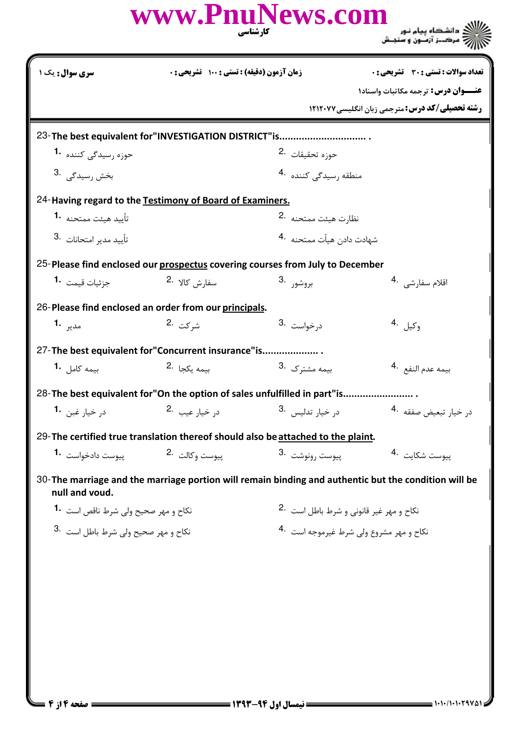سری سوال: یک ۱ | زمان آزمون (دقیقه) : تستی : ۱۰۰ تشریحی : ۰ | تعداد سوالات : تستی : ۳۰ تشریحی : ۰

**عنـــوان درس:** ترجمه مکاتبات واسناد۱

**رشته تحصیلی/کد درس:** مترجمی زبان انگلیسی ۱۲۱۲۰۷۷

23- **The best equivalent for"INVESTIGATION DISTRICT"is.............................. .**

1. حوزه رسیدگی کننده
2. حوزه تحقیقات
3. بخش رسیدگی
4. منطقه رسیدگی کننده

24- **Having regard to the Testimony of Board of Examiners.**

1. تأیید هیئت ممتحنه
2. نظارت هیئت ممتحنه
3. تأیید مدیر امتحانات
4. شهادت دادن هیأت ممتحنه

25- **Please find enclosed our prospectus covering courses from July to December**

1. جزئیات قیمت
2. سفارش کالا
3. بروشور
4. اقلام سفارشی

26- **Please find enclosed an order from our principals.**

1. مدیر
2. شرکت
3. درخواست
4. وکیل

27- **The best equivalent for"Concurrent insurance"is.................... .**

1. بیمه کامل
2. بیمه یکجا
3. بیمه مشترک
4. بیمه عدم النفع

28- **The best equivalent for"On the option of sales unfulfilled in part"is........................ .**

1. در خیار غبن
2. در خیار عیب
3. در خیار تدلیس
4. در خیار تبعیض صفقه

29- **The certified true translation thereof should also be attached to the plaint.**

1. پیوست دادخواست
2. پیوست وکالت
3. پیوست رونوشت
4. پیوست شکایت

30- **The marriage and the marriage portion will remain binding and authentic but the condition will be null and voud.**

1. نکاح و مهر صحیح ولی شرط ناقص است
2. نکاح و مهر غیر قانونی و شرط باطل است
3. نکاح و مهر صحیح ولی شرط باطل است
4. نکاح و مهر مشروع ولی شرط غیرموجه است